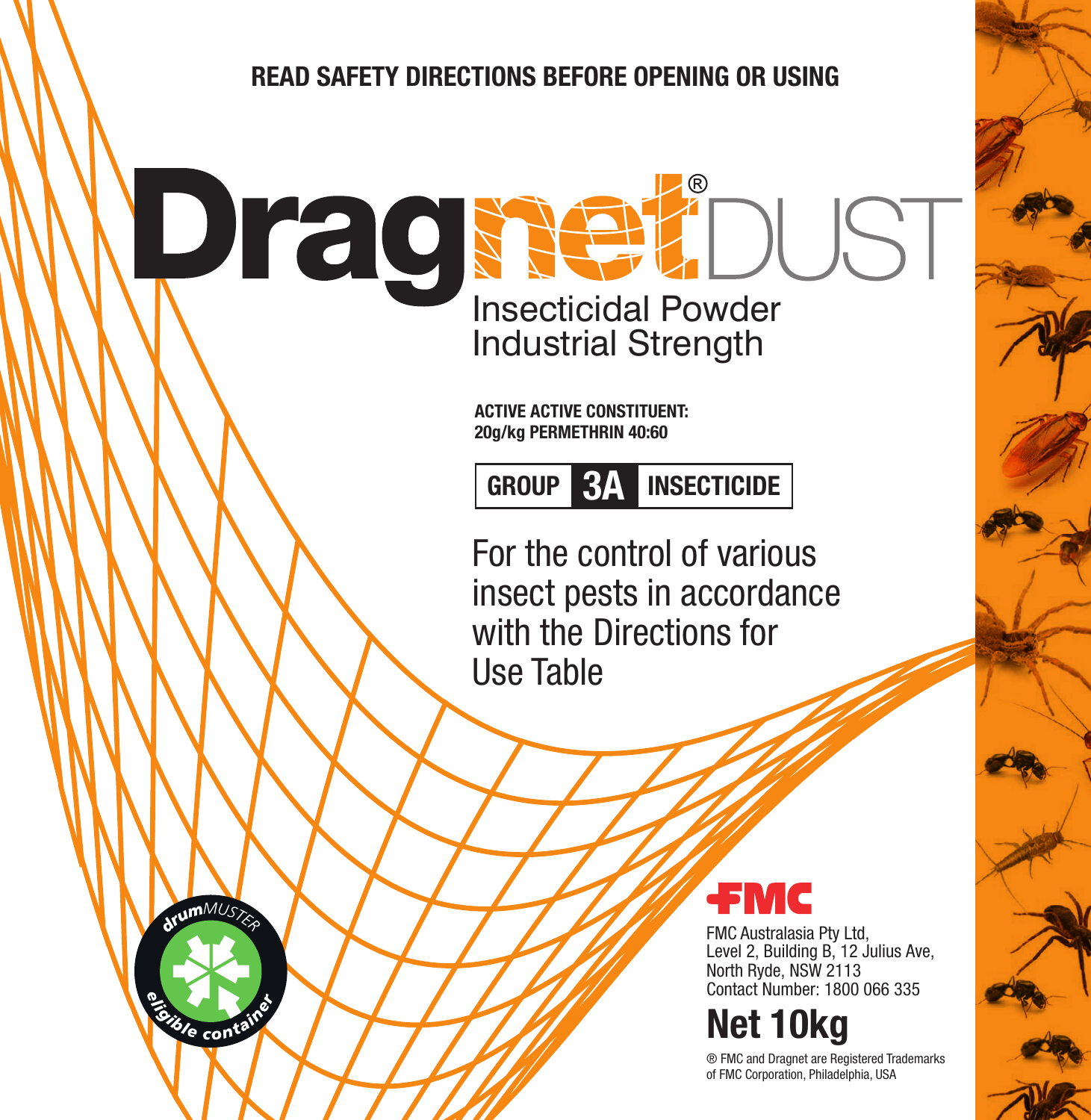**READ SAFETY DIRECTIONS BEFORE OPENING OR USING**

# Dragnet® DUST

## Insecticidal Powder Industrial Strength

**ACTIVE ACTIVE CONSTITUENT:**
**20g/kg PERMETHRIN 40:60**

**GROUP 3A INSECTICIDE**

For the control of various insect pests in accordance with the Directions for Use Table

drumMUSTER eligible container

FMC

FMC Australasia Pty Ltd,
Level 2, Building B, 12 Julius Ave,
North Ryde, NSW 2113
Contact Number: 1800 066 335

**Net 10kg**

® FMC and Dragnet are Registered Trademarks of FMC Corporation, Philadelphia, USA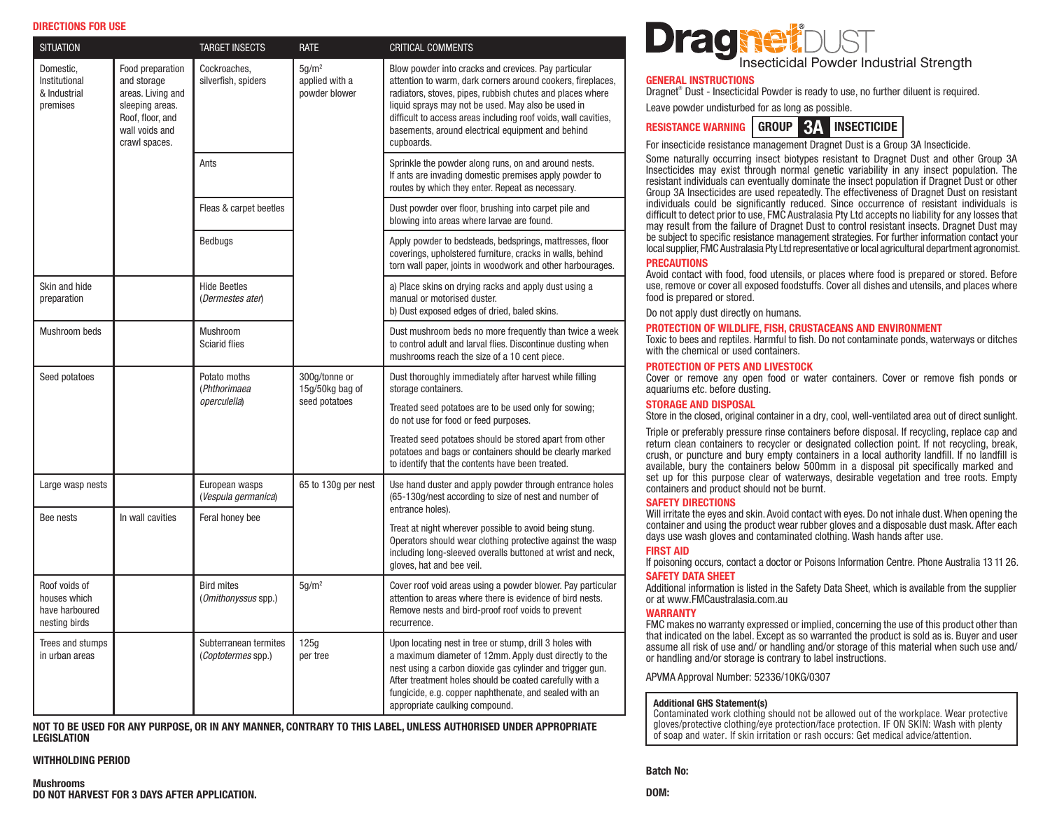## DIRECTIONS FOR USE

| SITUATION | | TARGET INSECTS | RATE | CRITICAL COMMENTS |
|---|---|---|---|---|
| Domestic, Institutional & Industrial premises | Food preparation and storage areas. Living and sleeping areas. Roof, floor, and wall voids and crawl spaces. | Cockroaches, silverfish, spiders | 5g/m² applied with a powder blower | Blow powder into cracks and crevices. Pay particular attention to warm, dark corners around cookers, fireplaces, radiators, stoves, pipes, rubbish chutes and places where liquid sprays may not be used. May also be used in difficult to access areas including roof voids, wall cavities, basements, around electrical equipment and behind cupboards. |
| | | Ants | | Sprinkle the powder along runs, on and around nests. If ants are invading domestic premises apply powder to routes by which they enter. Repeat as necessary. |
| | | Fleas & carpet beetles | | Dust powder over floor, brushing into carpet pile and blowing into areas where larvae are found. |
| | | Bedbugs | | Apply powder to bedsteads, bedsprings, mattresses, floor coverings, upholstered furniture, cracks in walls, behind torn wall paper, joints in woodwork and other harbourages. |
| Skin and hide preparation | | Hide Beetles (*Dermestes ater*) | | a) Place skins on drying racks and apply dust using a manual or motorised duster. b) Dust exposed edges of dried, baled skins. |
| Mushroom beds | | Mushroom Sciarid flies | | Dust mushroom beds no more frequently than twice a week to control adult and larval flies. Discontinue dusting when mushrooms reach the size of a 10 cent piece. |
| Seed potatoes | | Potato moths (*Phthorimaea operculella*) | 300g/tonne or 15g/50kg bag of seed potatoes | Dust thoroughly immediately after harvest while filling storage containers. Treated seed potatoes are to be used only for sowing; do not use for food or feed purposes. Treated seed potatoes should be stored apart from other potatoes and bags or containers should be clearly marked to identify that the contents have been treated. |
| Large wasp nests | | European wasps (*Vespula germanica*) | 65 to 130g per nest | Use hand duster and apply powder through entrance holes (65-130g/nest according to size of nest and number of entrance holes). Treat at night wherever possible to avoid being stung. Operators should wear clothing protective against the wasp including long-sleeved overalls buttoned at wrist and neck, gloves, hat and bee veil. |
| Bee nests | In wall cavities | Feral honey bee | | |
| Roof voids of houses which have harboured nesting birds | | Bird mites (*Ornithonyssus* spp.) | 5g/m² | Cover roof void areas using a powder blower. Pay particular attention to areas where there is evidence of bird nests. Remove nests and bird-proof roof voids to prevent recurrence. |
| Trees and stumps in urban areas | | Subterranean termites (*Coptotermes* spp.) | 125g per tree | Upon locating nest in tree or stump, drill 3 holes with a maximum diameter of 12mm. Apply dust directly to the nest using a carbon dioxide gas cylinder and trigger gun. After treatment holes should be coated carefully with a fungicide, e.g. copper naphthenate, and sealed with an appropriate caulking compound. |

**NOT TO BE USED FOR ANY PURPOSE, OR IN ANY MANNER, CONTRARY TO THIS LABEL, UNLESS AUTHORISED UNDER APPROPRIATE LEGISLATION**

**WITHHOLDING PERIOD**

**Mushrooms**
**DO NOT HARVEST FOR 3 DAYS AFTER APPLICATION.**

# Dragnet® DUST
Insecticidal Powder Industrial Strength

### GENERAL INSTRUCTIONS
Dragnet® Dust - Insecticidal Powder is ready to use, no further diluent is required.

Leave powder undisturbed for as long as possible.

### RESISTANCE WARNING
**GROUP 3A INSECTICIDE**

For insecticide resistance management Dragnet Dust is a Group 3A Insecticide.

Some naturally occurring insect biotypes resistant to Dragnet Dust and other Group 3A Insecticides may exist through normal genetic variability in any insect population. The resistant individuals can eventually dominate the insect population if Dragnet Dust or other Group 3A Insecticides are used repeatedly. The effectiveness of Dragnet Dust on resistant individuals could be significantly reduced. Since occurrence of resistant individuals is difficult to detect prior to use, FMC Australasia Pty Ltd accepts no liability for any losses that may result from the failure of Dragnet Dust to control resistant insects. Dragnet Dust may be subject to specific resistance management strategies. For further information contact your local supplier, FMC Australasia Pty Ltd representative or local agricultural department agronomist.

### PRECAUTIONS
Avoid contact with food, food utensils, or places where food is prepared or stored. Before use, remove or cover all exposed foodstuffs. Cover all dishes and utensils, and places where food is prepared or stored.

Do not apply dust directly on humans.

### PROTECTION OF WILDLIFE, FISH, CRUSTACEANS AND ENVIRONMENT
Toxic to bees and reptiles. Harmful to fish. Do not contaminate ponds, waterways or ditches with the chemical or used containers.

### PROTECTION OF PETS AND LIVESTOCK
Cover or remove any open food or water containers. Cover or remove fish ponds or aquariums etc. before dusting.

### STORAGE AND DISPOSAL
Store in the closed, original container in a dry, cool, well-ventilated area out of direct sunlight.

Triple or preferably pressure rinse containers before disposal. If recycling, replace cap and return clean containers to recycler or designated collection point. If not recycling, break, crush, or puncture and bury empty containers in a local authority landfill. If no landfill is available, bury the containers below 500mm in a disposal pit specifically marked and set up for this purpose clear of waterways, desirable vegetation and tree roots. Empty containers and product should not be burnt.

### SAFETY DIRECTIONS
Will irritate the eyes and skin. Avoid contact with eyes. Do not inhale dust. When opening the container and using the product wear rubber gloves and a disposable dust mask. After each days use wash gloves and contaminated clothing. Wash hands after use.

### FIRST AID
If poisoning occurs, contact a doctor or Poisons Information Centre. Phone Australia 13 11 26.

### SAFETY DATA SHEET
Additional information is listed in the Safety Data Sheet, which is available from the supplier or at www.FMCaustralasia.com.au

### WARRANTY
FMC makes no warranty expressed or implied, concerning the use of this product other than that indicated on the label. Except as so warranted the product is sold as is. Buyer and user assume all risk of use and/ or handling and/or storage of this material when such use and/ or handling and/or storage is contrary to label instructions.

APVMA Approval Number: 52336/10KG/0307

**Additional GHS Statement(s)**
Contaminated work clothing should not be allowed out of the workplace. Wear protective gloves/protective clothing/eye protection/face protection. IF ON SKIN: Wash with plenty of soap and water. If skin irritation or rash occurs: Get medical advice/attention.

**Batch No:**

**DOM:**